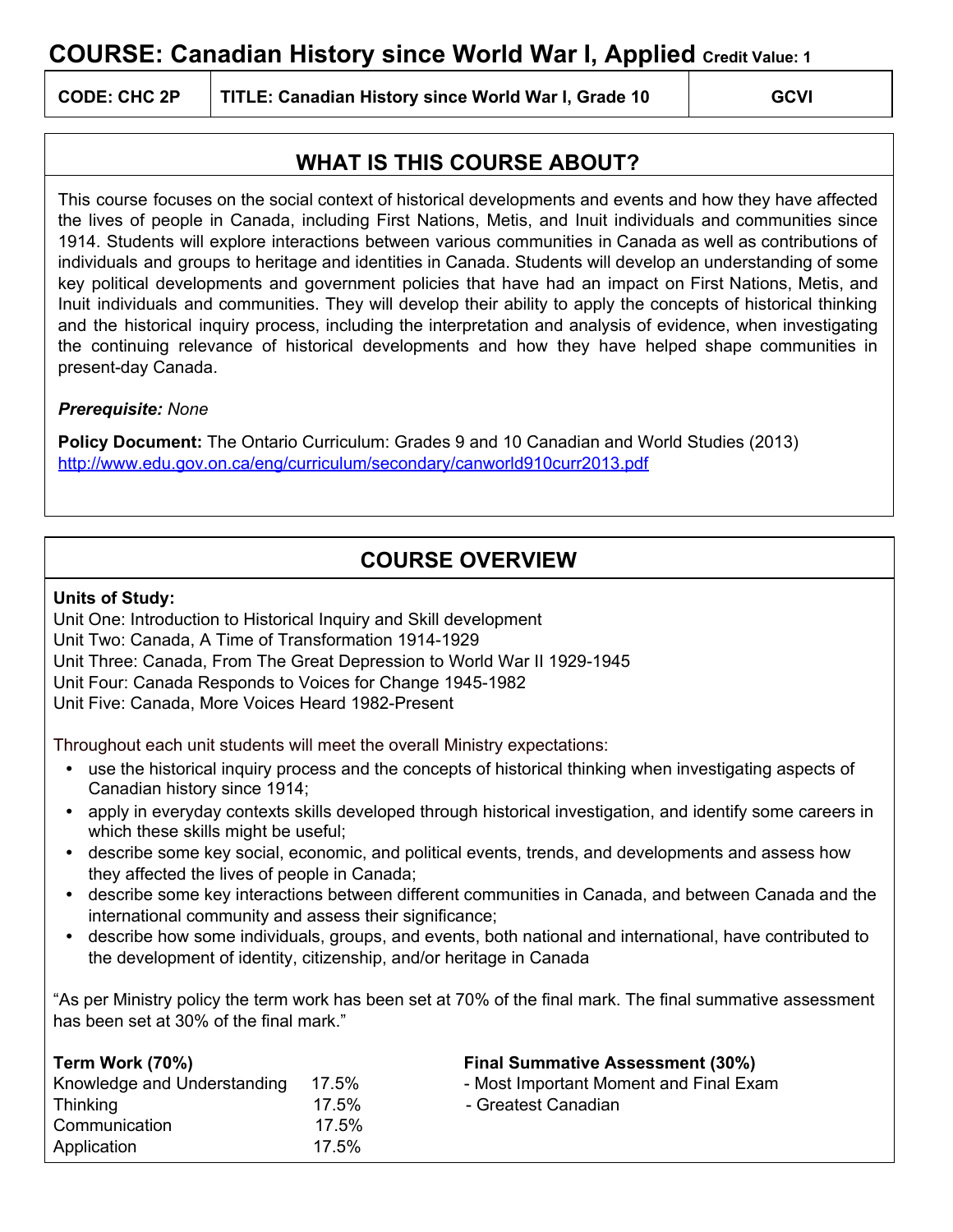# COURSE: Canadian History since World War I, Applied **Credit Value: 1**

| CODE: CHC 2P | TITLE: Canadian History since World War I, Grade 10 | GCVI |
|---|---|---|

## WHAT IS THIS COURSE ABOUT?

This course focuses on the social context of historical developments and events and how they have affected the lives of people in Canada, including First Nations, Metis, and Inuit individuals and communities since 1914. Students will explore interactions between various communities in Canada as well as contributions of individuals and groups to heritage and identities in Canada. Students will develop an understanding of some key political developments and government policies that have had an impact on First Nations, Metis, and Inuit individuals and communities. They will develop their ability to apply the concepts of historical thinking and the historical inquiry process, including the interpretation and analysis of evidence, when investigating the continuing relevance of historical developments and how they have helped shape communities in present-day Canada.

***Prerequisite:*** *None*

**Policy Document:** The Ontario Curriculum: Grades 9 and 10 Canadian and World Studies (2013)
http://www.edu.gov.on.ca/eng/curriculum/secondary/canworld910curr2013.pdf

## COURSE OVERVIEW

**Units of Study:**
Unit One: Introduction to Historical Inquiry and Skill development
Unit Two: Canada, A Time of Transformation 1914-1929
Unit Three: Canada, From The Great Depression to World War II 1929-1945
Unit Four: Canada Responds to Voices for Change 1945-1982
Unit Five: Canada, More Voices Heard 1982-Present

Throughout each unit students will meet the overall Ministry expectations:

- use the historical inquiry process and the concepts of historical thinking when investigating aspects of Canadian history since 1914;
- apply in everyday contexts skills developed through historical investigation, and identify some careers in which these skills might be useful;
- describe some key social, economic, and political events, trends, and developments and assess how they affected the lives of people in Canada;
- describe some key interactions between different communities in Canada, and between Canada and the international community and assess their significance;
- describe how some individuals, groups, and events, both national and international, have contributed to the development of identity, citizenship, and/or heritage in Canada

"As per Ministry policy the term work has been set at 70% of the final mark. The final summative assessment has been set at 30% of the final mark."

**Term Work (70%)**

| | |
|---|---|
| Knowledge and Understanding | 17.5% |
| Thinking | 17.5% |
| Communication | 17.5% |
| Application | 17.5% |

**Final Summative Assessment (30%)**

- Most Important Moment and Final Exam
- Greatest Canadian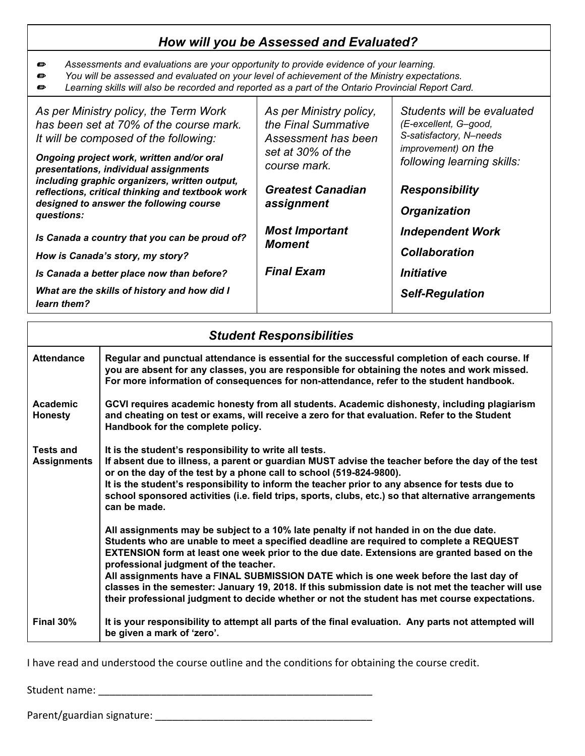## *How will you be Assessed and Evaluated?*

- *Assessments and evaluations are your opportunity to provide evidence of your learning.*
- *You will be assessed and evaluated on your level of achievement of the Ministry expectations.*
- *Learning skills will also be recorded and reported as a part of the Ontario Provincial Report Card.*

| | | |
|---|---|---|
| *As per Ministry policy, the Term Work has been set at 70% of the course mark. It will be composed of the following:*<br><br>***Ongoing project work, written and/or oral presentations, individual assignments including graphic organizers, written output, reflections, critical thinking and textbook work designed to answer the following course questions:***<br><br>***Is Canada a country that you can be proud of?***<br><br>***How is Canada's story, my story?***<br><br>***Is Canada a better place now than before?***<br><br>***What are the skills of history and how did I learn them?*** | *As per Ministry policy, the Final Summative Assessment has been set at 30% of the course mark.*<br><br>***Greatest Canadian assignment***<br><br>***Most Important Moment***<br><br>***Final Exam*** | *Students will be evaluated (E-excellent, G–good, S-satisfactory, N–needs improvement) on the following learning skills:*<br><br>***Responsibility***<br><br>***Organization***<br><br>***Independent Work***<br><br>***Collaboration***<br><br>***Initiative***<br><br>***Self-Regulation*** |

## *Student Responsibilities*

| | |
|---|---|
| **Attendance** | **Regular and punctual attendance is essential for the successful completion of each course. If you are absent for any classes, you are responsible for obtaining the notes and work missed. For more information of consequences for non-attendance, refer to the student handbook.** |
| **Academic Honesty** | **GCVI requires academic honesty from all students. Academic dishonesty, including plagiarism and cheating on test or exams, will receive a zero for that evaluation. Refer to the Student Handbook for the complete policy.** |
| **Tests and Assignments** | **It is the student's responsibility to write all tests.**<br>**If absent due to illness, a parent or guardian MUST advise the teacher before the day of the test or on the day of the test by a phone call to school (519-824-9800).**<br>**It is the student's responsibility to inform the teacher prior to any absence for tests due to school sponsored activities (i.e. field trips, sports, clubs, etc.) so that alternative arrangements can be made.**<br><br>**All assignments may be subject to a 10% late penalty if not handed in on the due date. Students who are unable to meet a specified deadline are required to complete a REQUEST EXTENSION form at least one week prior to the due date. Extensions are granted based on the professional judgment of the teacher.**<br>**All assignments have a FINAL SUBMISSION DATE which is one week before the last day of classes in the semester: January 19, 2018. If this submission date is not met the teacher will use their professional judgment to decide whether or not the student has met course expectations.** |
| **Final 30%** | **It is your responsibility to attempt all parts of the final evaluation. Any parts not attempted will be given a mark of 'zero'.** |

I have read and understood the course outline and the conditions for obtaining the course credit.

Student name: ___________________________________________________

Parent/guardian signature: _______________________________________